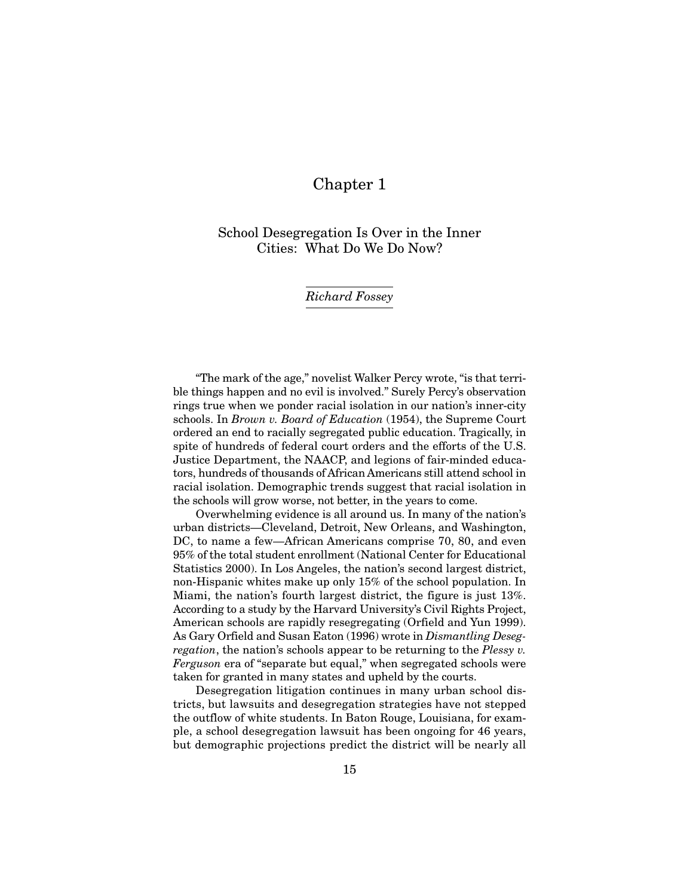# Chapter 1

## School Desegregation Is Over in the Inner Cities: What Do We Do Now?

*Richard Fossey*

"The mark of the age," novelist Walker Percy wrote, "is that terrible things happen and no evil is involved." Surely Percy's observation rings true when we ponder racial isolation in our nation's inner-city schools. In *Brown v. Board of Education* (1954), the Supreme Court ordered an end to racially segregated public education. Tragically, in spite of hundreds of federal court orders and the efforts of the U.S. Justice Department, the NAACP, and legions of fair-minded educators, hundreds of thousands of African Americans still attend school in racial isolation. Demographic trends suggest that racial isolation in the schools will grow worse, not better, in the years to come.

Overwhelming evidence is all around us. In many of the nation's urban districts—Cleveland, Detroit, New Orleans, and Washington, DC, to name a few—African Americans comprise 70, 80, and even 95% of the total student enrollment (National Center for Educational Statistics 2000). In Los Angeles, the nation's second largest district, non-Hispanic whites make up only 15% of the school population. In Miami, the nation's fourth largest district, the figure is just 13%. According to a study by the Harvard University's Civil Rights Project, American schools are rapidly resegregating (Orfield and Yun 1999). As Gary Orfield and Susan Eaton (1996) wrote in *Dismantling Desegregation*, the nation's schools appear to be returning to the *Plessy v. Ferguson* era of "separate but equal," when segregated schools were taken for granted in many states and upheld by the courts.

Desegregation litigation continues in many urban school districts, but lawsuits and desegregation strategies have not stepped the outflow of white students. In Baton Rouge, Louisiana, for example, a school desegregation lawsuit has been ongoing for 46 years, but demographic projections predict the district will be nearly all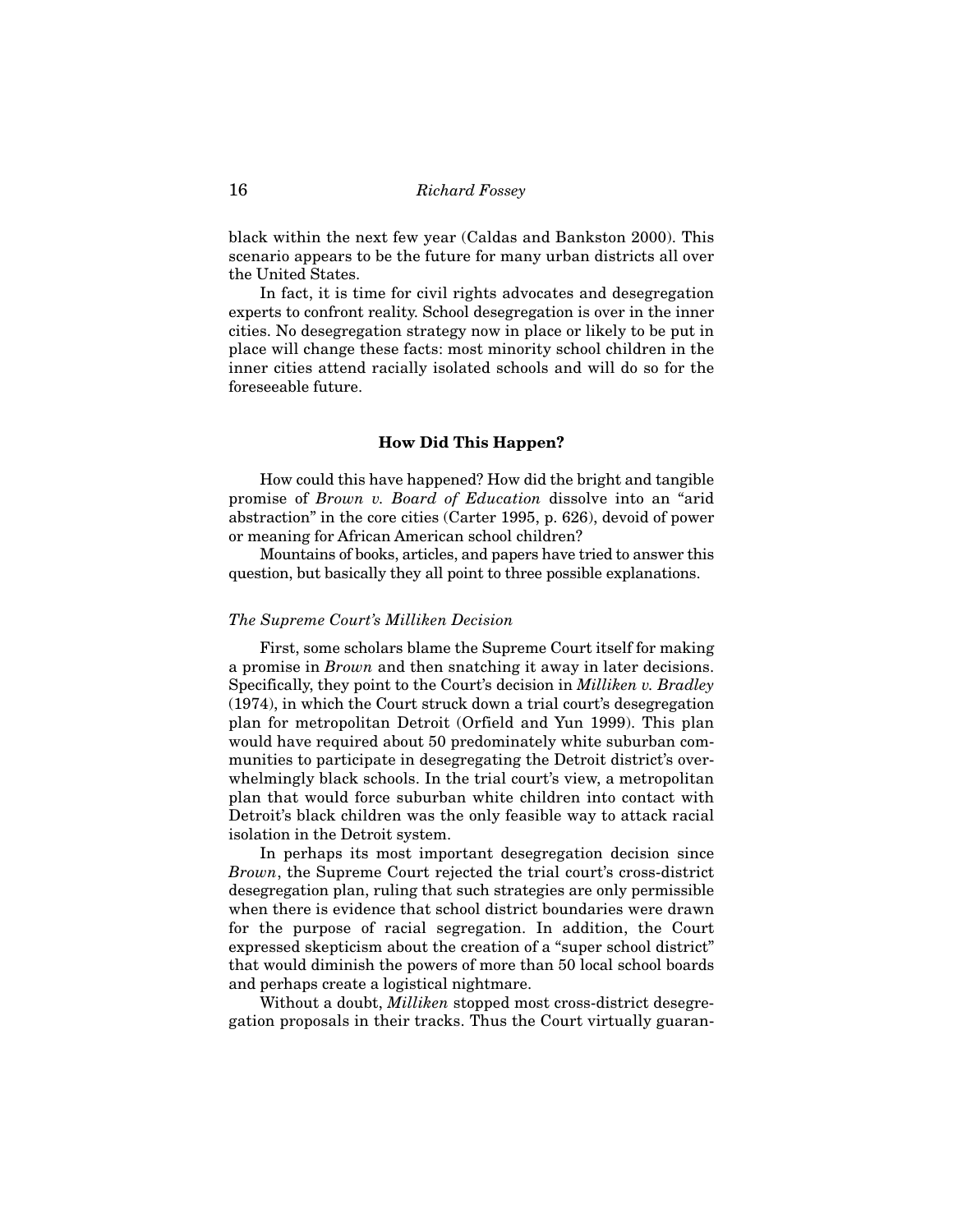black within the next few year (Caldas and Bankston 2000). This scenario appears to be the future for many urban districts all over the United States.

In fact, it is time for civil rights advocates and desegregation experts to confront reality. School desegregation is over in the inner cities. No desegregation strategy now in place or likely to be put in place will change these facts: most minority school children in the inner cities attend racially isolated schools and will do so for the foreseeable future.

## How Did This Happen?

How could this have happened? How did the bright and tangible promise of *Brown v. Board of Education* dissolve into an "arid abstraction" in the core cities (Carter 1995, p. 626), devoid of power or meaning for African American school children?

Mountains of books, articles, and papers have tried to answer this question, but basically they all point to three possible explanations.

### *The Supreme Court's Milliken Decision*

First, some scholars blame the Supreme Court itself for making a promise in *Brown* and then snatching it away in later decisions. Specifically, they point to the Court's decision in *Milliken v. Bradley* (1974), in which the Court struck down a trial court's desegregation plan for metropolitan Detroit (Orfield and Yun 1999). This plan would have required about 50 predominately white suburban communities to participate in desegregating the Detroit district's overwhelmingly black schools. In the trial court's view, a metropolitan plan that would force suburban white children into contact with Detroit's black children was the only feasible way to attack racial isolation in the Detroit system.

In perhaps its most important desegregation decision since *Brown*, the Supreme Court rejected the trial court's cross-district desegregation plan, ruling that such strategies are only permissible when there is evidence that school district boundaries were drawn for the purpose of racial segregation. In addition, the Court expressed skepticism about the creation of a "super school district" that would diminish the powers of more than 50 local school boards and perhaps create a logistical nightmare.

Without a doubt, *Milliken* stopped most cross-district desegregation proposals in their tracks. Thus the Court virtually guaran-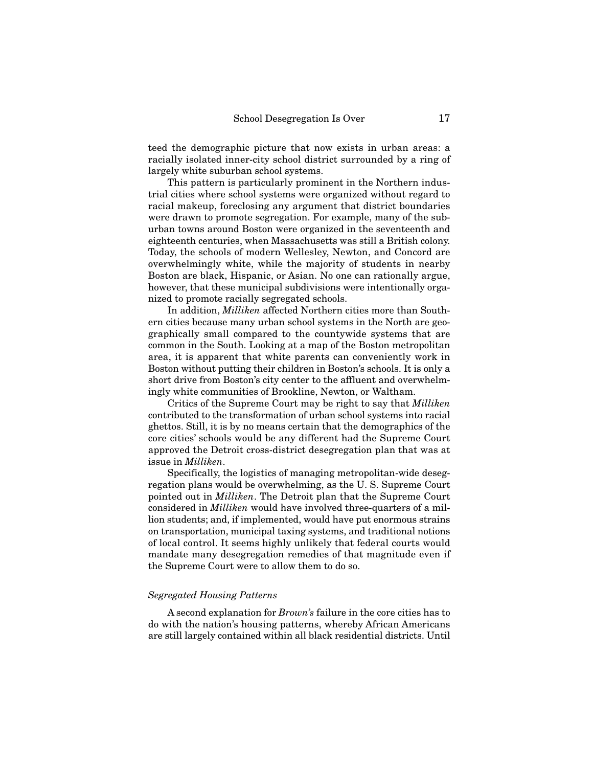teed the demographic picture that now exists in urban areas: a racially isolated inner-city school district surrounded by a ring of largely white suburban school systems.

This pattern is particularly prominent in the Northern industrial cities where school systems were organized without regard to racial makeup, foreclosing any argument that district boundaries were drawn to promote segregation. For example, many of the suburban towns around Boston were organized in the seventeenth and eighteenth centuries, when Massachusetts was still a British colony. Today, the schools of modern Wellesley, Newton, and Concord are overwhelmingly white, while the majority of students in nearby Boston are black, Hispanic, or Asian. No one can rationally argue, however, that these municipal subdivisions were intentionally organized to promote racially segregated schools.

In addition, *Milliken* affected Northern cities more than Southern cities because many urban school systems in the North are geographically small compared to the countywide systems that are common in the South. Looking at a map of the Boston metropolitan area, it is apparent that white parents can conveniently work in Boston without putting their children in Boston's schools. It is only a short drive from Boston's city center to the affluent and overwhelmingly white communities of Brookline, Newton, or Waltham.

Critics of the Supreme Court may be right to say that *Milliken* contributed to the transformation of urban school systems into racial ghettos. Still, it is by no means certain that the demographics of the core cities' schools would be any different had the Supreme Court approved the Detroit cross-district desegregation plan that was at issue in *Milliken*.

Specifically, the logistics of managing metropolitan-wide desegregation plans would be overwhelming, as the U. S. Supreme Court pointed out in *Milliken*. The Detroit plan that the Supreme Court considered in *Milliken* would have involved three-quarters of a million students; and, if implemented, would have put enormous strains on transportation, municipal taxing systems, and traditional notions of local control. It seems highly unlikely that federal courts would mandate many desegregation remedies of that magnitude even if the Supreme Court were to allow them to do so.

### *Segregated Housing Patterns*

A second explanation for *Brown's* failure in the core cities has to do with the nation's housing patterns, whereby African Americans are still largely contained within all black residential districts. Until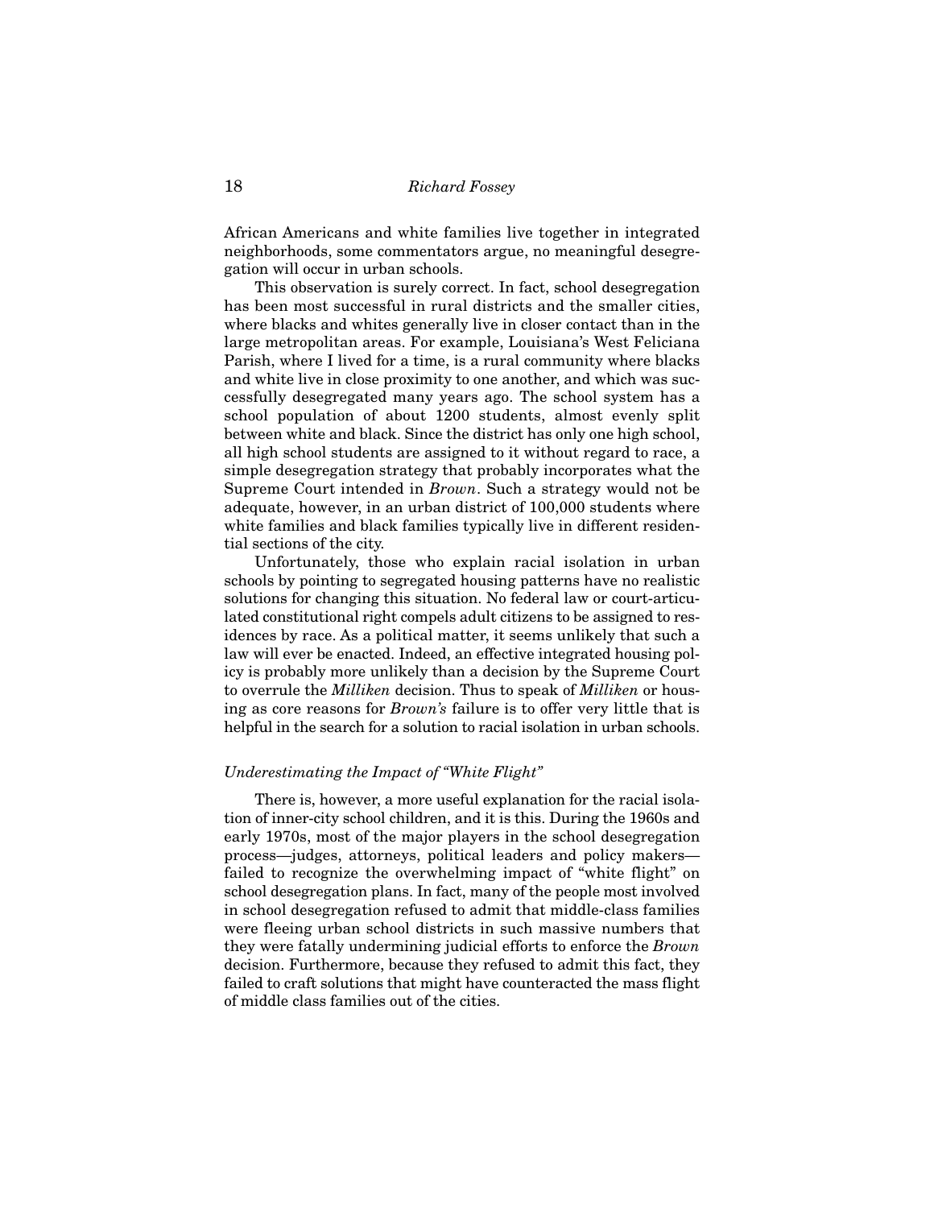African Americans and white families live together in integrated neighborhoods, some commentators argue, no meaningful desegregation will occur in urban schools.

This observation is surely correct. In fact, school desegregation has been most successful in rural districts and the smaller cities, where blacks and whites generally live in closer contact than in the large metropolitan areas. For example, Louisiana's West Feliciana Parish, where I lived for a time, is a rural community where blacks and white live in close proximity to one another, and which was successfully desegregated many years ago. The school system has a school population of about 1200 students, almost evenly split between white and black. Since the district has only one high school, all high school students are assigned to it without regard to race, a simple desegregation strategy that probably incorporates what the Supreme Court intended in *Brown*. Such a strategy would not be adequate, however, in an urban district of 100,000 students where white families and black families typically live in different residential sections of the city.

Unfortunately, those who explain racial isolation in urban schools by pointing to segregated housing patterns have no realistic solutions for changing this situation. No federal law or court-articulated constitutional right compels adult citizens to be assigned to residences by race. As a political matter, it seems unlikely that such a law will ever be enacted. Indeed, an effective integrated housing policy is probably more unlikely than a decision by the Supreme Court to overrule the *Milliken* decision. Thus to speak of *Milliken* or housing as core reasons for *Brown's* failure is to offer very little that is helpful in the search for a solution to racial isolation in urban schools.

### *Underestimating the Impact of "White Flight"*

There is, however, a more useful explanation for the racial isolation of inner-city school children, and it is this. During the 1960s and early 1970s, most of the major players in the school desegregation process—judges, attorneys, political leaders and policy makers—failed to recognize the overwhelming impact of "white flight" on school desegregation plans. In fact, many of the people most involved in school desegregation refused to admit that middle-class families were fleeing urban school districts in such massive numbers that they were fatally undermining judicial efforts to enforce the *Brown* decision. Furthermore, because they refused to admit this fact, they failed to craft solutions that might have counteracted the mass flight of middle class families out of the cities.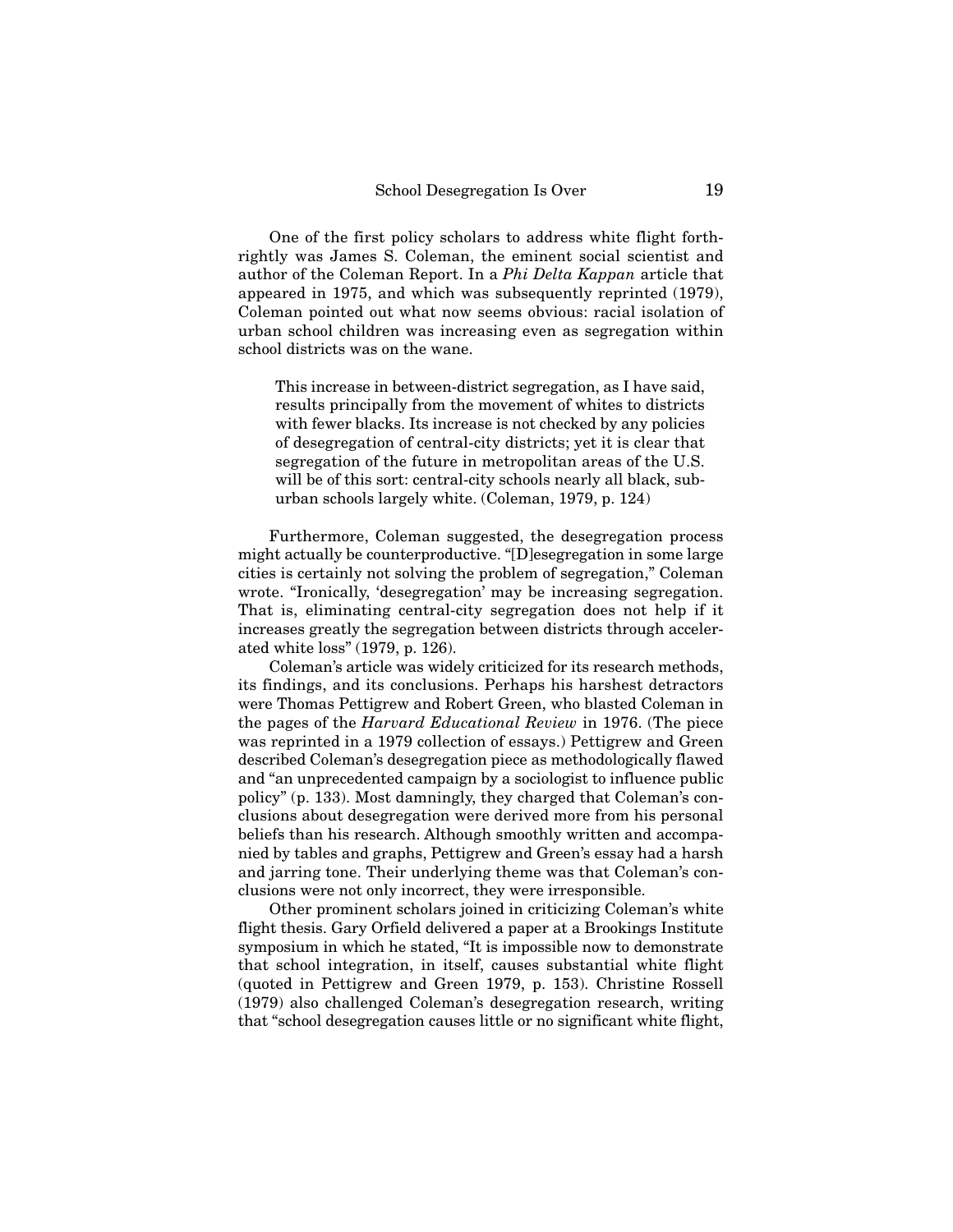One of the first policy scholars to address white flight forthrightly was James S. Coleman, the eminent social scientist and author of the Coleman Report. In a *Phi Delta Kappan* article that appeared in 1975, and which was subsequently reprinted (1979), Coleman pointed out what now seems obvious: racial isolation of urban school children was increasing even as segregation within school districts was on the wane.

> This increase in between-district segregation, as I have said, results principally from the movement of whites to districts with fewer blacks. Its increase is not checked by any policies of desegregation of central-city districts; yet it is clear that segregation of the future in metropolitan areas of the U.S. will be of this sort: central-city schools nearly all black, suburban schools largely white. (Coleman, 1979, p. 124)

Furthermore, Coleman suggested, the desegregation process might actually be counterproductive. "[D]esegregation in some large cities is certainly not solving the problem of segregation," Coleman wrote. "Ironically, 'desegregation' may be increasing segregation. That is, eliminating central-city segregation does not help if it increases greatly the segregation between districts through accelerated white loss" (1979, p. 126).

Coleman's article was widely criticized for its research methods, its findings, and its conclusions. Perhaps his harshest detractors were Thomas Pettigrew and Robert Green, who blasted Coleman in the pages of the *Harvard Educational Review* in 1976. (The piece was reprinted in a 1979 collection of essays.) Pettigrew and Green described Coleman's desegregation piece as methodologically flawed and "an unprecedented campaign by a sociologist to influence public policy" (p. 133). Most damningly, they charged that Coleman's conclusions about desegregation were derived more from his personal beliefs than his research. Although smoothly written and accompanied by tables and graphs, Pettigrew and Green's essay had a harsh and jarring tone. Their underlying theme was that Coleman's conclusions were not only incorrect, they were irresponsible.

Other prominent scholars joined in criticizing Coleman's white flight thesis. Gary Orfield delivered a paper at a Brookings Institute symposium in which he stated, "It is impossible now to demonstrate that school integration, in itself, causes substantial white flight (quoted in Pettigrew and Green 1979, p. 153). Christine Rossell (1979) also challenged Coleman's desegregation research, writing that "school desegregation causes little or no significant white flight,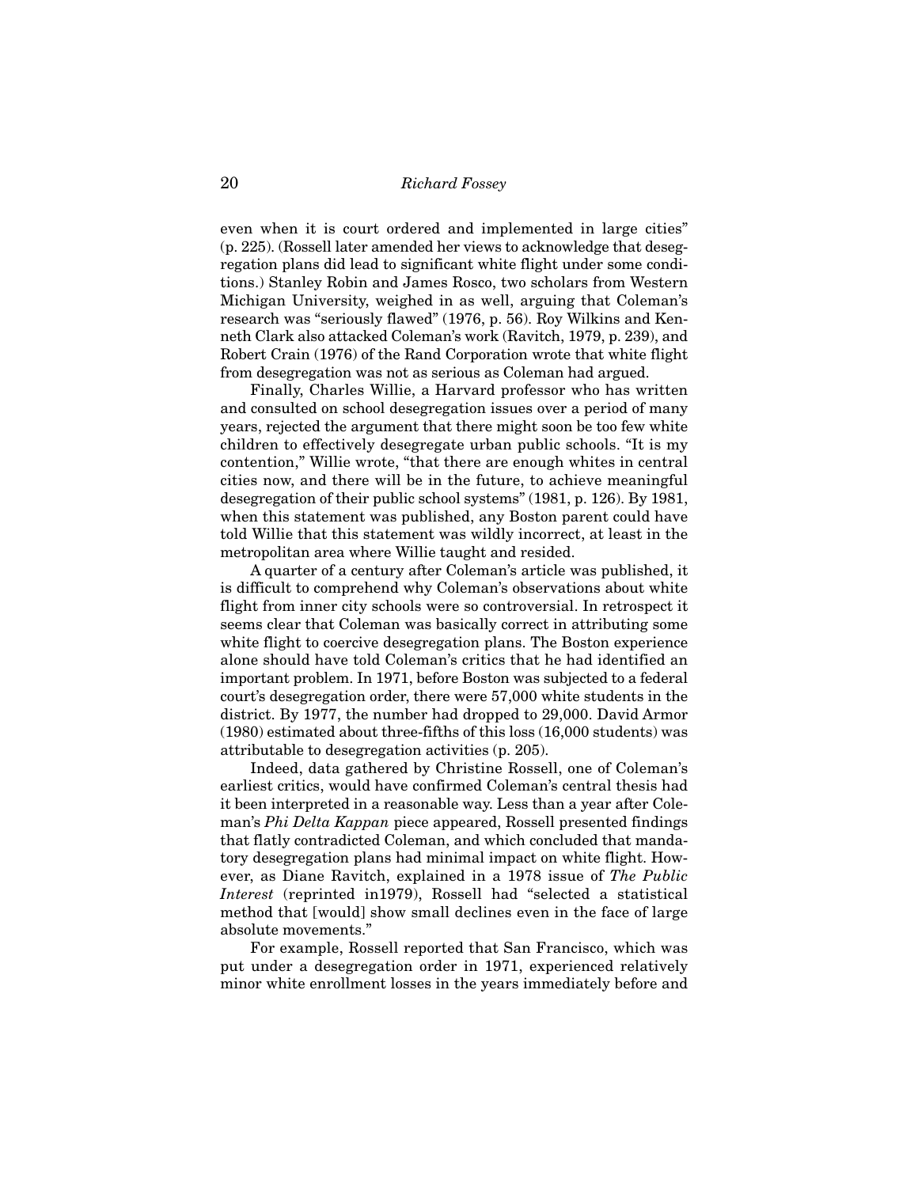even when it is court ordered and implemented in large cities" (p. 225). (Rossell later amended her views to acknowledge that desegregation plans did lead to significant white flight under some conditions.) Stanley Robin and James Rosco, two scholars from Western Michigan University, weighed in as well, arguing that Coleman's research was "seriously flawed" (1976, p. 56). Roy Wilkins and Kenneth Clark also attacked Coleman's work (Ravitch, 1979, p. 239), and Robert Crain (1976) of the Rand Corporation wrote that white flight from desegregation was not as serious as Coleman had argued.

Finally, Charles Willie, a Harvard professor who has written and consulted on school desegregation issues over a period of many years, rejected the argument that there might soon be too few white children to effectively desegregate urban public schools. "It is my contention," Willie wrote, "that there are enough whites in central cities now, and there will be in the future, to achieve meaningful desegregation of their public school systems" (1981, p. 126). By 1981, when this statement was published, any Boston parent could have told Willie that this statement was wildly incorrect, at least in the metropolitan area where Willie taught and resided.

A quarter of a century after Coleman's article was published, it is difficult to comprehend why Coleman's observations about white flight from inner city schools were so controversial. In retrospect it seems clear that Coleman was basically correct in attributing some white flight to coercive desegregation plans. The Boston experience alone should have told Coleman's critics that he had identified an important problem. In 1971, before Boston was subjected to a federal court's desegregation order, there were 57,000 white students in the district. By 1977, the number had dropped to 29,000. David Armor (1980) estimated about three-fifths of this loss (16,000 students) was attributable to desegregation activities (p. 205).

Indeed, data gathered by Christine Rossell, one of Coleman's earliest critics, would have confirmed Coleman's central thesis had it been interpreted in a reasonable way. Less than a year after Coleman's *Phi Delta Kappan* piece appeared, Rossell presented findings that flatly contradicted Coleman, and which concluded that mandatory desegregation plans had minimal impact on white flight. However, as Diane Ravitch, explained in a 1978 issue of *The Public Interest* (reprinted in1979), Rossell had "selected a statistical method that [would] show small declines even in the face of large absolute movements."

For example, Rossell reported that San Francisco, which was put under a desegregation order in 1971, experienced relatively minor white enrollment losses in the years immediately before and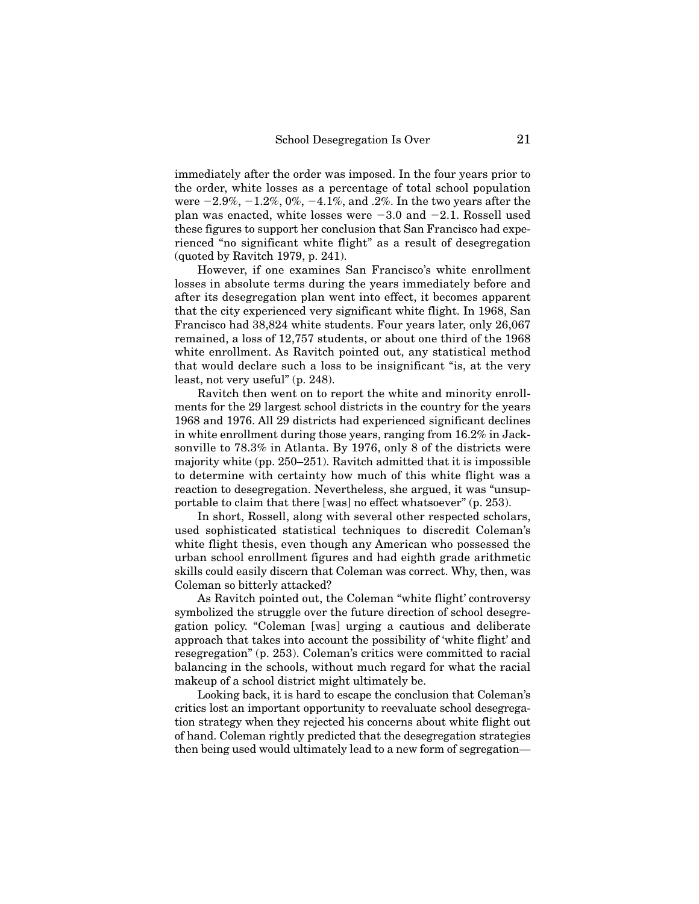immediately after the order was imposed. In the four years prior to the order, white losses as a percentage of total school population were −2.9%, −1.2%, 0%, −4.1%, and .2%. In the two years after the plan was enacted, white losses were −3.0 and −2.1. Rossell used these figures to support her conclusion that San Francisco had experienced "no significant white flight" as a result of desegregation (quoted by Ravitch 1979, p. 241).

However, if one examines San Francisco's white enrollment losses in absolute terms during the years immediately before and after its desegregation plan went into effect, it becomes apparent that the city experienced very significant white flight. In 1968, San Francisco had 38,824 white students. Four years later, only 26,067 remained, a loss of 12,757 students, or about one third of the 1968 white enrollment. As Ravitch pointed out, any statistical method that would declare such a loss to be insignificant "is, at the very least, not very useful" (p. 248).

Ravitch then went on to report the white and minority enrollments for the 29 largest school districts in the country for the years 1968 and 1976. All 29 districts had experienced significant declines in white enrollment during those years, ranging from 16.2% in Jacksonville to 78.3% in Atlanta. By 1976, only 8 of the districts were majority white (pp. 250–251). Ravitch admitted that it is impossible to determine with certainty how much of this white flight was a reaction to desegregation. Nevertheless, she argued, it was "unsupportable to claim that there [was] no effect whatsoever" (p. 253).

In short, Rossell, along with several other respected scholars, used sophisticated statistical techniques to discredit Coleman's white flight thesis, even though any American who possessed the urban school enrollment figures and had eighth grade arithmetic skills could easily discern that Coleman was correct. Why, then, was Coleman so bitterly attacked?

As Ravitch pointed out, the Coleman "white flight' controversy symbolized the struggle over the future direction of school desegregation policy. "Coleman [was] urging a cautious and deliberate approach that takes into account the possibility of 'white flight' and resegregation" (p. 253). Coleman's critics were committed to racial balancing in the schools, without much regard for what the racial makeup of a school district might ultimately be.

Looking back, it is hard to escape the conclusion that Coleman's critics lost an important opportunity to reevaluate school desegregation strategy when they rejected his concerns about white flight out of hand. Coleman rightly predicted that the desegregation strategies then being used would ultimately lead to a new form of segregation—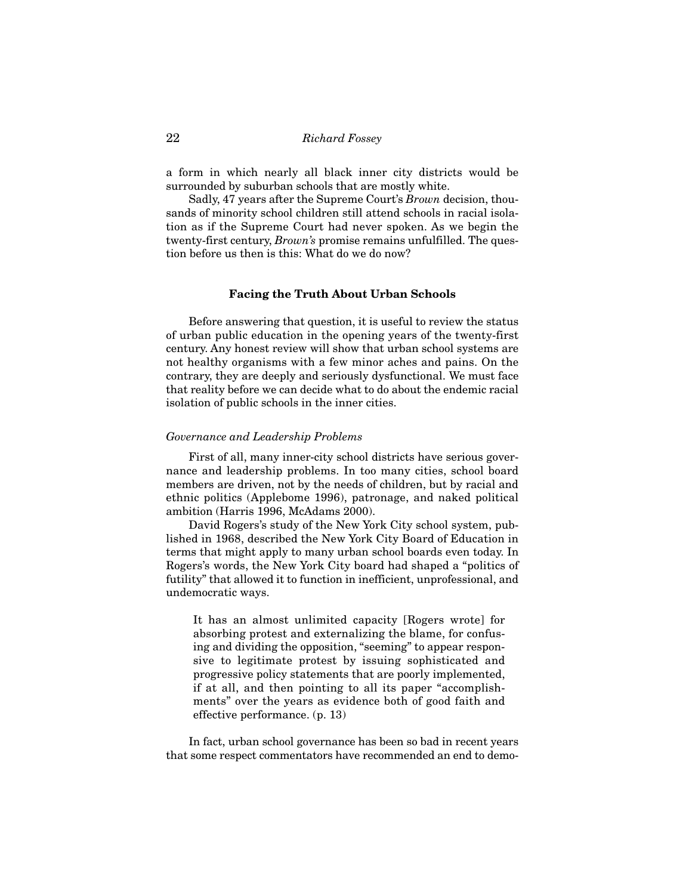a form in which nearly all black inner city districts would be surrounded by suburban schools that are mostly white.

Sadly, 47 years after the Supreme Court's *Brown* decision, thousands of minority school children still attend schools in racial isolation as if the Supreme Court had never spoken. As we begin the twenty-first century, *Brown's* promise remains unfulfilled. The question before us then is this: What do we do now?

## Facing the Truth About Urban Schools

Before answering that question, it is useful to review the status of urban public education in the opening years of the twenty-first century. Any honest review will show that urban school systems are not healthy organisms with a few minor aches and pains. On the contrary, they are deeply and seriously dysfunctional. We must face that reality before we can decide what to do about the endemic racial isolation of public schools in the inner cities.

### *Governance and Leadership Problems*

First of all, many inner-city school districts have serious governance and leadership problems. In too many cities, school board members are driven, not by the needs of children, but by racial and ethnic politics (Applebome 1996), patronage, and naked political ambition (Harris 1996, McAdams 2000).

David Rogers's study of the New York City school system, published in 1968, described the New York City Board of Education in terms that might apply to many urban school boards even today. In Rogers's words, the New York City board had shaped a "politics of futility" that allowed it to function in inefficient, unprofessional, and undemocratic ways.

> It has an almost unlimited capacity [Rogers wrote] for absorbing protest and externalizing the blame, for confusing and dividing the opposition, "seeming" to appear responsive to legitimate protest by issuing sophisticated and progressive policy statements that are poorly implemented, if at all, and then pointing to all its paper "accomplishments" over the years as evidence both of good faith and effective performance. (p. 13)

In fact, urban school governance has been so bad in recent years that some respect commentators have recommended an end to demo-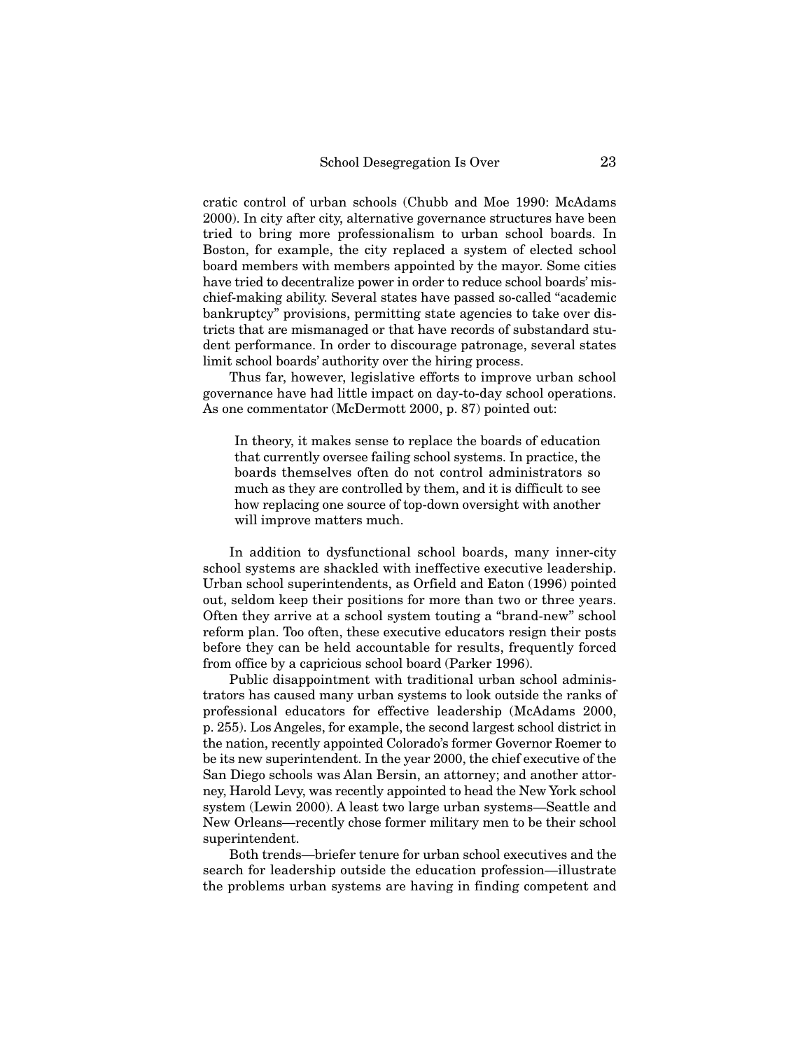cratic control of urban schools (Chubb and Moe 1990: McAdams 2000). In city after city, alternative governance structures have been tried to bring more professionalism to urban school boards. In Boston, for example, the city replaced a system of elected school board members with members appointed by the mayor. Some cities have tried to decentralize power in order to reduce school boards' mischief-making ability. Several states have passed so-called "academic bankruptcy" provisions, permitting state agencies to take over districts that are mismanaged or that have records of substandard student performance. In order to discourage patronage, several states limit school boards' authority over the hiring process.

Thus far, however, legislative efforts to improve urban school governance have had little impact on day-to-day school operations. As one commentator (McDermott 2000, p. 87) pointed out:

> In theory, it makes sense to replace the boards of education that currently oversee failing school systems. In practice, the boards themselves often do not control administrators so much as they are controlled by them, and it is difficult to see how replacing one source of top-down oversight with another will improve matters much.

In addition to dysfunctional school boards, many inner-city school systems are shackled with ineffective executive leadership. Urban school superintendents, as Orfield and Eaton (1996) pointed out, seldom keep their positions for more than two or three years. Often they arrive at a school system touting a "brand-new" school reform plan. Too often, these executive educators resign their posts before they can be held accountable for results, frequently forced from office by a capricious school board (Parker 1996).

Public disappointment with traditional urban school administrators has caused many urban systems to look outside the ranks of professional educators for effective leadership (McAdams 2000, p. 255). Los Angeles, for example, the second largest school district in the nation, recently appointed Colorado's former Governor Roemer to be its new superintendent. In the year 2000, the chief executive of the San Diego schools was Alan Bersin, an attorney; and another attorney, Harold Levy, was recently appointed to head the New York school system (Lewin 2000). A least two large urban systems—Seattle and New Orleans—recently chose former military men to be their school superintendent.

Both trends—briefer tenure for urban school executives and the search for leadership outside the education profession—illustrate the problems urban systems are having in finding competent and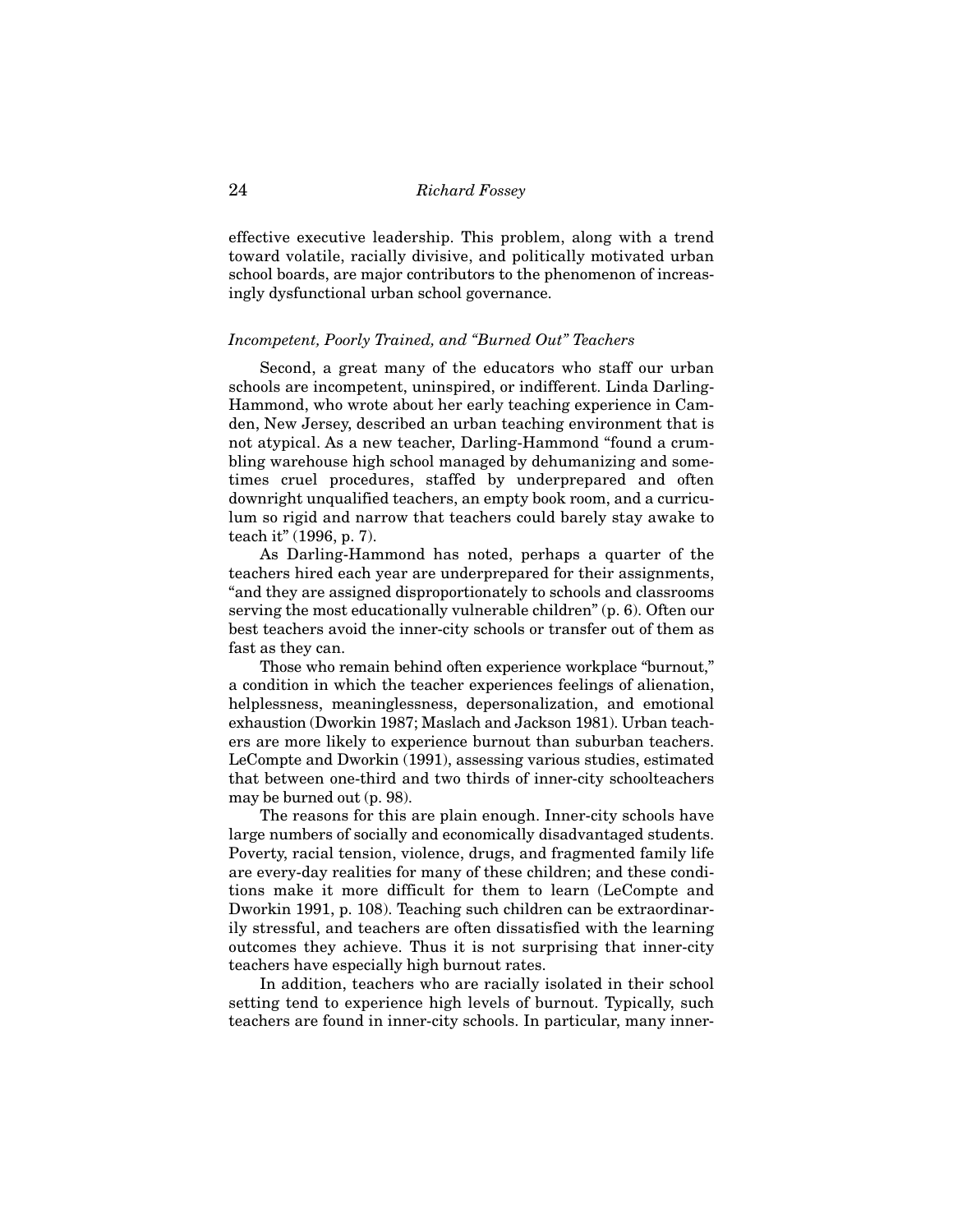effective executive leadership. This problem, along with a trend toward volatile, racially divisive, and politically motivated urban school boards, are major contributors to the phenomenon of increasingly dysfunctional urban school governance.

### *Incompetent, Poorly Trained, and "Burned Out" Teachers*

Second, a great many of the educators who staff our urban schools are incompetent, uninspired, or indifferent. Linda Darling-Hammond, who wrote about her early teaching experience in Camden, New Jersey, described an urban teaching environment that is not atypical. As a new teacher, Darling-Hammond "found a crumbling warehouse high school managed by dehumanizing and sometimes cruel procedures, staffed by underprepared and often downright unqualified teachers, an empty book room, and a curriculum so rigid and narrow that teachers could barely stay awake to teach it" (1996, p. 7).

As Darling-Hammond has noted, perhaps a quarter of the teachers hired each year are underprepared for their assignments, "and they are assigned disproportionately to schools and classrooms serving the most educationally vulnerable children" (p. 6). Often our best teachers avoid the inner-city schools or transfer out of them as fast as they can.

Those who remain behind often experience workplace "burnout," a condition in which the teacher experiences feelings of alienation, helplessness, meaninglessness, depersonalization, and emotional exhaustion (Dworkin 1987; Maslach and Jackson 1981). Urban teachers are more likely to experience burnout than suburban teachers. LeCompte and Dworkin (1991), assessing various studies, estimated that between one-third and two thirds of inner-city schoolteachers may be burned out (p. 98).

The reasons for this are plain enough. Inner-city schools have large numbers of socially and economically disadvantaged students. Poverty, racial tension, violence, drugs, and fragmented family life are every-day realities for many of these children; and these conditions make it more difficult for them to learn (LeCompte and Dworkin 1991, p. 108). Teaching such children can be extraordinarily stressful, and teachers are often dissatisfied with the learning outcomes they achieve. Thus it is not surprising that inner-city teachers have especially high burnout rates.

In addition, teachers who are racially isolated in their school setting tend to experience high levels of burnout. Typically, such teachers are found in inner-city schools. In particular, many inner-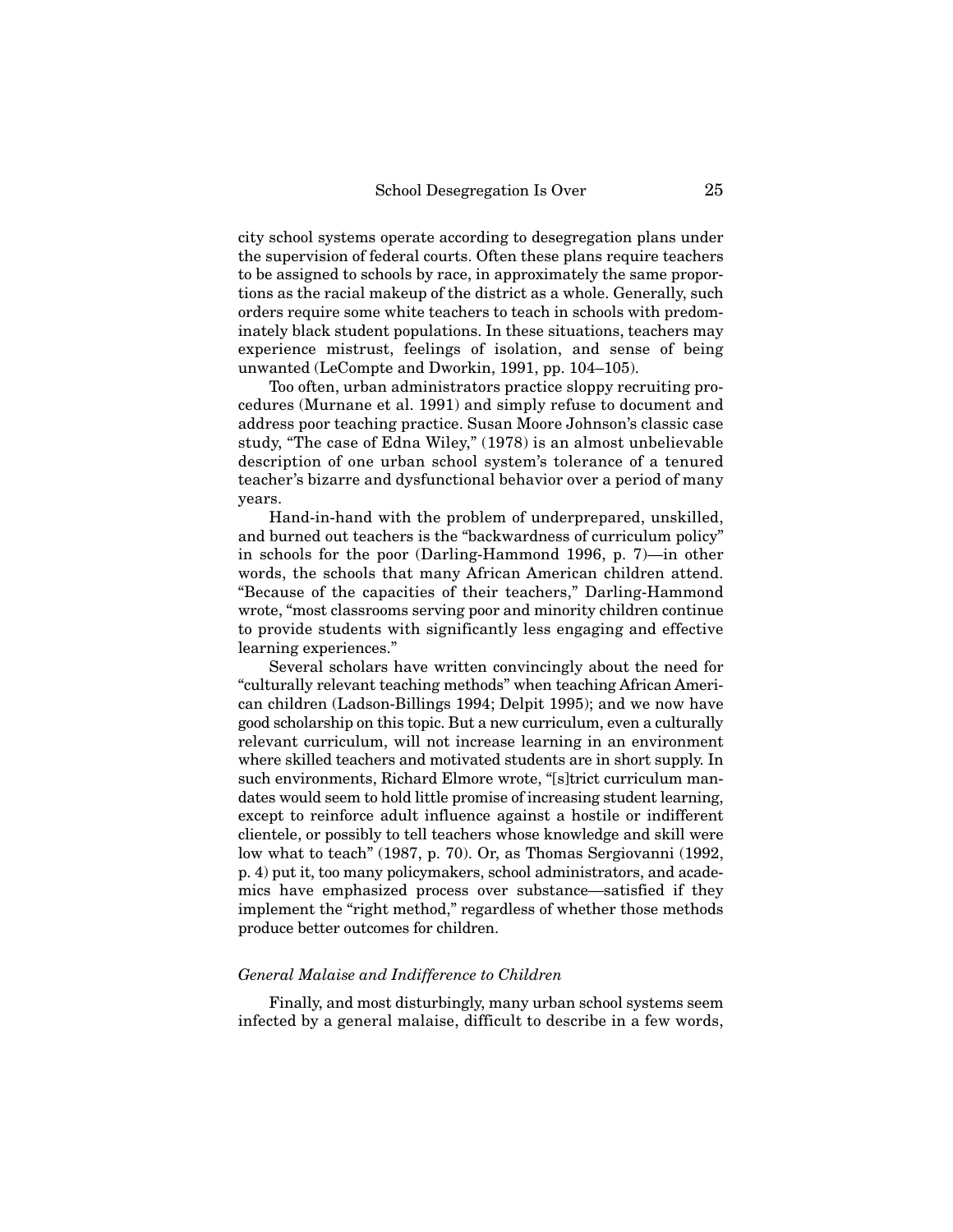city school systems operate according to desegregation plans under the supervision of federal courts. Often these plans require teachers to be assigned to schools by race, in approximately the same proportions as the racial makeup of the district as a whole. Generally, such orders require some white teachers to teach in schools with predominately black student populations. In these situations, teachers may experience mistrust, feelings of isolation, and sense of being unwanted (LeCompte and Dworkin, 1991, pp. 104–105).

Too often, urban administrators practice sloppy recruiting procedures (Murnane et al. 1991) and simply refuse to document and address poor teaching practice. Susan Moore Johnson's classic case study, "The case of Edna Wiley," (1978) is an almost unbelievable description of one urban school system's tolerance of a tenured teacher's bizarre and dysfunctional behavior over a period of many years.

Hand-in-hand with the problem of underprepared, unskilled, and burned out teachers is the "backwardness of curriculum policy" in schools for the poor (Darling-Hammond 1996, p. 7)—in other words, the schools that many African American children attend. "Because of the capacities of their teachers," Darling-Hammond wrote, "most classrooms serving poor and minority children continue to provide students with significantly less engaging and effective learning experiences."

Several scholars have written convincingly about the need for "culturally relevant teaching methods" when teaching African American children (Ladson-Billings 1994; Delpit 1995); and we now have good scholarship on this topic. But a new curriculum, even a culturally relevant curriculum, will not increase learning in an environment where skilled teachers and motivated students are in short supply. In such environments, Richard Elmore wrote, "[s]trict curriculum mandates would seem to hold little promise of increasing student learning, except to reinforce adult influence against a hostile or indifferent clientele, or possibly to tell teachers whose knowledge and skill were low what to teach" (1987, p. 70). Or, as Thomas Sergiovanni (1992, p. 4) put it, too many policymakers, school administrators, and academics have emphasized process over substance—satisfied if they implement the "right method," regardless of whether those methods produce better outcomes for children.

### *General Malaise and Indifference to Children*

Finally, and most disturbingly, many urban school systems seem infected by a general malaise, difficult to describe in a few words,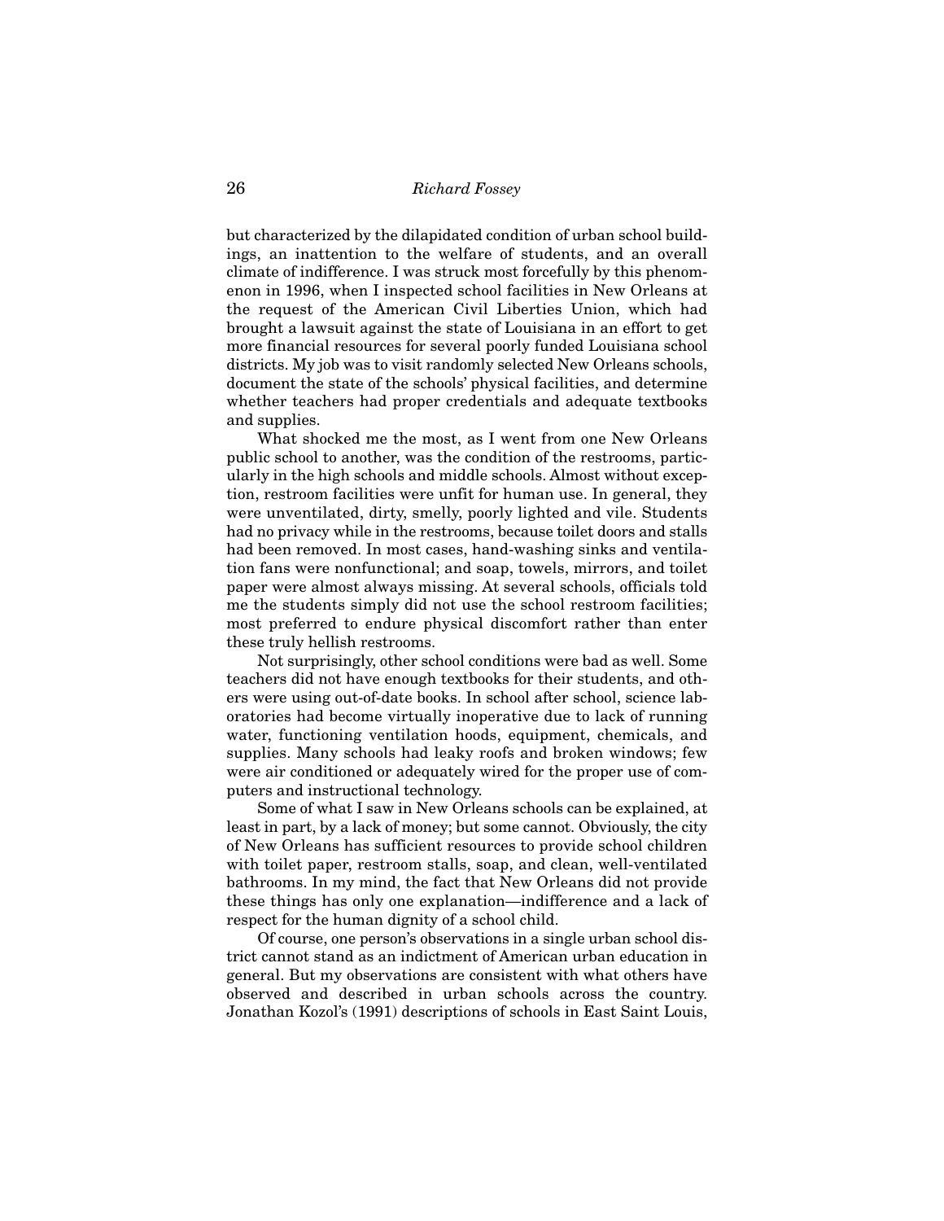but characterized by the dilapidated condition of urban school buildings, an inattention to the welfare of students, and an overall climate of indifference. I was struck most forcefully by this phenomenon in 1996, when I inspected school facilities in New Orleans at the request of the American Civil Liberties Union, which had brought a lawsuit against the state of Louisiana in an effort to get more financial resources for several poorly funded Louisiana school districts. My job was to visit randomly selected New Orleans schools, document the state of the schools' physical facilities, and determine whether teachers had proper credentials and adequate textbooks and supplies.

What shocked me the most, as I went from one New Orleans public school to another, was the condition of the restrooms, particularly in the high schools and middle schools. Almost without exception, restroom facilities were unfit for human use. In general, they were unventilated, dirty, smelly, poorly lighted and vile. Students had no privacy while in the restrooms, because toilet doors and stalls had been removed. In most cases, hand-washing sinks and ventilation fans were nonfunctional; and soap, towels, mirrors, and toilet paper were almost always missing. At several schools, officials told me the students simply did not use the school restroom facilities; most preferred to endure physical discomfort rather than enter these truly hellish restrooms.

Not surprisingly, other school conditions were bad as well. Some teachers did not have enough textbooks for their students, and others were using out-of-date books. In school after school, science laboratories had become virtually inoperative due to lack of running water, functioning ventilation hoods, equipment, chemicals, and supplies. Many schools had leaky roofs and broken windows; few were air conditioned or adequately wired for the proper use of computers and instructional technology.

Some of what I saw in New Orleans schools can be explained, at least in part, by a lack of money; but some cannot. Obviously, the city of New Orleans has sufficient resources to provide school children with toilet paper, restroom stalls, soap, and clean, well-ventilated bathrooms. In my mind, the fact that New Orleans did not provide these things has only one explanation—indifference and a lack of respect for the human dignity of a school child.

Of course, one person's observations in a single urban school district cannot stand as an indictment of American urban education in general. But my observations are consistent with what others have observed and described in urban schools across the country. Jonathan Kozol's (1991) descriptions of schools in East Saint Louis,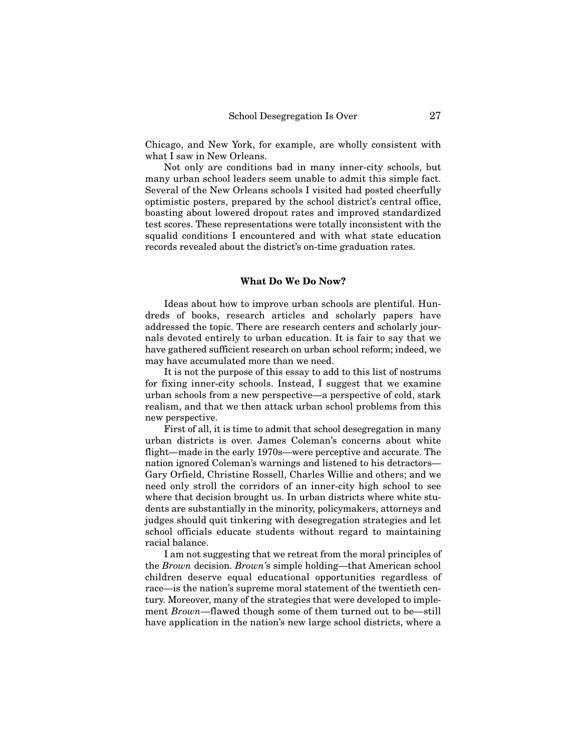Chicago, and New York, for example, are wholly consistent with what I saw in New Orleans.

Not only are conditions bad in many inner-city schools, but many urban school leaders seem unable to admit this simple fact. Several of the New Orleans schools I visited had posted cheerfully optimistic posters, prepared by the school district's central office, boasting about lowered dropout rates and improved standardized test scores. These representations were totally inconsistent with the squalid conditions I encountered and with what state education records revealed about the district's on-time graduation rates.

### What Do We Do Now?

Ideas about how to improve urban schools are plentiful. Hundreds of books, research articles and scholarly papers have addressed the topic. There are research centers and scholarly journals devoted entirely to urban education. It is fair to say that we have gathered sufficient research on urban school reform; indeed, we may have accumulated more than we need.

It is not the purpose of this essay to add to this list of nostrums for fixing inner-city schools. Instead, I suggest that we examine urban schools from a new perspective—a perspective of cold, stark realism, and that we then attack urban school problems from this new perspective.

First of all, it is time to admit that school desegregation in many urban districts is over. James Coleman's concerns about white flight—made in the early 1970s—were perceptive and accurate. The nation ignored Coleman's warnings and listened to his detractors—Gary Orfield, Christine Rossell, Charles Willie and others; and we need only stroll the corridors of an inner-city high school to see where that decision brought us. In urban districts where white students are substantially in the minority, policymakers, attorneys and judges should quit tinkering with desegregation strategies and let school officials educate students without regard to maintaining racial balance.

I am not suggesting that we retreat from the moral principles of the *Brown* decision. *Brown*'s simple holding—that American school children deserve equal educational opportunities regardless of race—is the nation's supreme moral statement of the twentieth century. Moreover, many of the strategies that were developed to implement *Brown*—flawed though some of them turned out to be—still have application in the nation's new large school districts, where a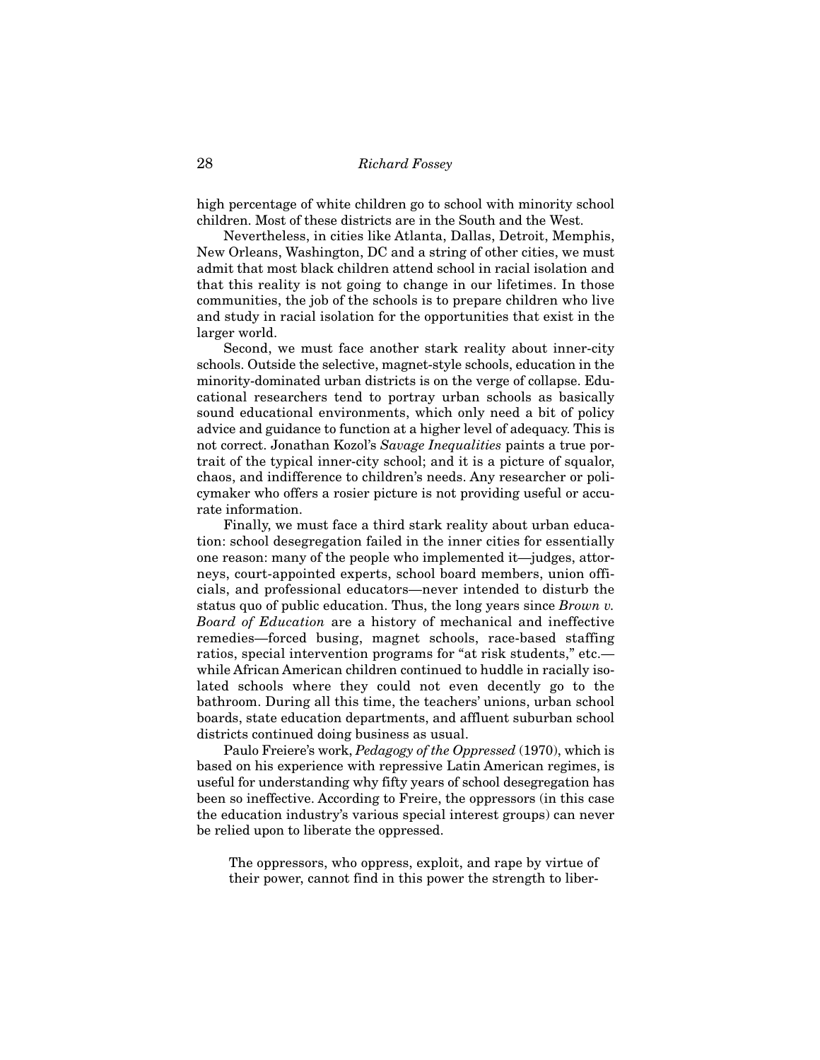high percentage of white children go to school with minority school children. Most of these districts are in the South and the West.

Nevertheless, in cities like Atlanta, Dallas, Detroit, Memphis, New Orleans, Washington, DC and a string of other cities, we must admit that most black children attend school in racial isolation and that this reality is not going to change in our lifetimes. In those communities, the job of the schools is to prepare children who live and study in racial isolation for the opportunities that exist in the larger world.

Second, we must face another stark reality about inner-city schools. Outside the selective, magnet-style schools, education in the minority-dominated urban districts is on the verge of collapse. Educational researchers tend to portray urban schools as basically sound educational environments, which only need a bit of policy advice and guidance to function at a higher level of adequacy. This is not correct. Jonathan Kozol's *Savage Inequalities* paints a true portrait of the typical inner-city school; and it is a picture of squalor, chaos, and indifference to children's needs. Any researcher or policymaker who offers a rosier picture is not providing useful or accurate information.

Finally, we must face a third stark reality about urban education: school desegregation failed in the inner cities for essentially one reason: many of the people who implemented it—judges, attorneys, court-appointed experts, school board members, union officials, and professional educators—never intended to disturb the status quo of public education. Thus, the long years since *Brown v. Board of Education* are a history of mechanical and ineffective remedies—forced busing, magnet schools, race-based staffing ratios, special intervention programs for "at risk students," etc.—while African American children continued to huddle in racially isolated schools where they could not even decently go to the bathroom. During all this time, the teachers' unions, urban school boards, state education departments, and affluent suburban school districts continued doing business as usual.

Paulo Freiere's work, *Pedagogy of the Oppressed* (1970), which is based on his experience with repressive Latin American regimes, is useful for understanding why fifty years of school desegregation has been so ineffective. According to Freire, the oppressors (in this case the education industry's various special interest groups) can never be relied upon to liberate the oppressed.

> The oppressors, who oppress, exploit, and rape by virtue of their power, cannot find in this power the strength to liber-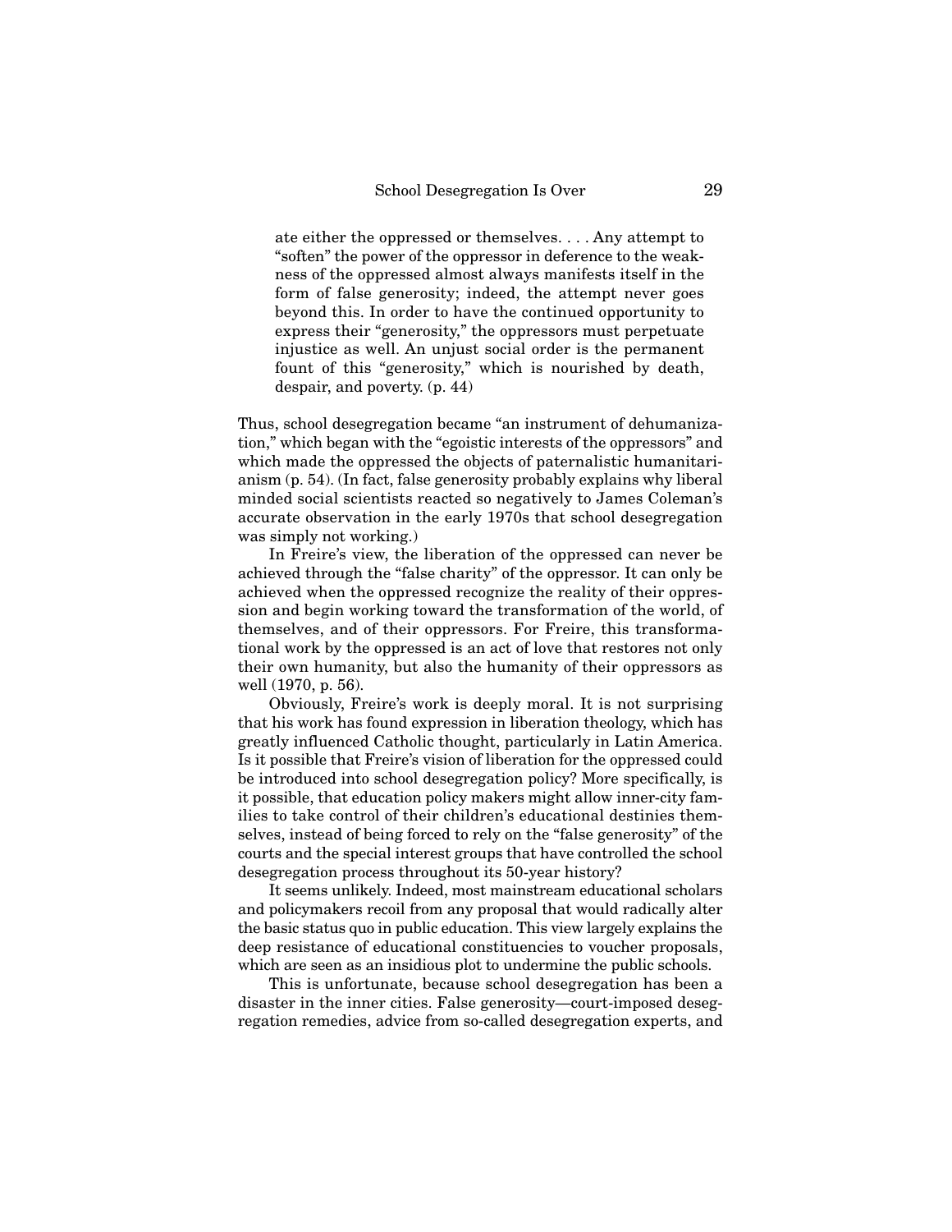> ate either the oppressed or themselves. . . . Any attempt to "soften" the power of the oppressor in deference to the weakness of the oppressed almost always manifests itself in the form of false generosity; indeed, the attempt never goes beyond this. In order to have the continued opportunity to express their "generosity," the oppressors must perpetuate injustice as well. An unjust social order is the permanent fount of this "generosity," which is nourished by death, despair, and poverty. (p. 44)

Thus, school desegregation became "an instrument of dehumanization," which began with the "egoistic interests of the oppressors" and which made the oppressed the objects of paternalistic humanitarianism (p. 54). (In fact, false generosity probably explains why liberal minded social scientists reacted so negatively to James Coleman's accurate observation in the early 1970s that school desegregation was simply not working.)

In Freire's view, the liberation of the oppressed can never be achieved through the "false charity" of the oppressor. It can only be achieved when the oppressed recognize the reality of their oppression and begin working toward the transformation of the world, of themselves, and of their oppressors. For Freire, this transformational work by the oppressed is an act of love that restores not only their own humanity, but also the humanity of their oppressors as well (1970, p. 56).

Obviously, Freire's work is deeply moral. It is not surprising that his work has found expression in liberation theology, which has greatly influenced Catholic thought, particularly in Latin America. Is it possible that Freire's vision of liberation for the oppressed could be introduced into school desegregation policy? More specifically, is it possible, that education policy makers might allow inner-city families to take control of their children's educational destinies themselves, instead of being forced to rely on the "false generosity" of the courts and the special interest groups that have controlled the school desegregation process throughout its 50-year history?

It seems unlikely. Indeed, most mainstream educational scholars and policymakers recoil from any proposal that would radically alter the basic status quo in public education. This view largely explains the deep resistance of educational constituencies to voucher proposals, which are seen as an insidious plot to undermine the public schools.

This is unfortunate, because school desegregation has been a disaster in the inner cities. False generosity—court-imposed desegregation remedies, advice from so-called desegregation experts, and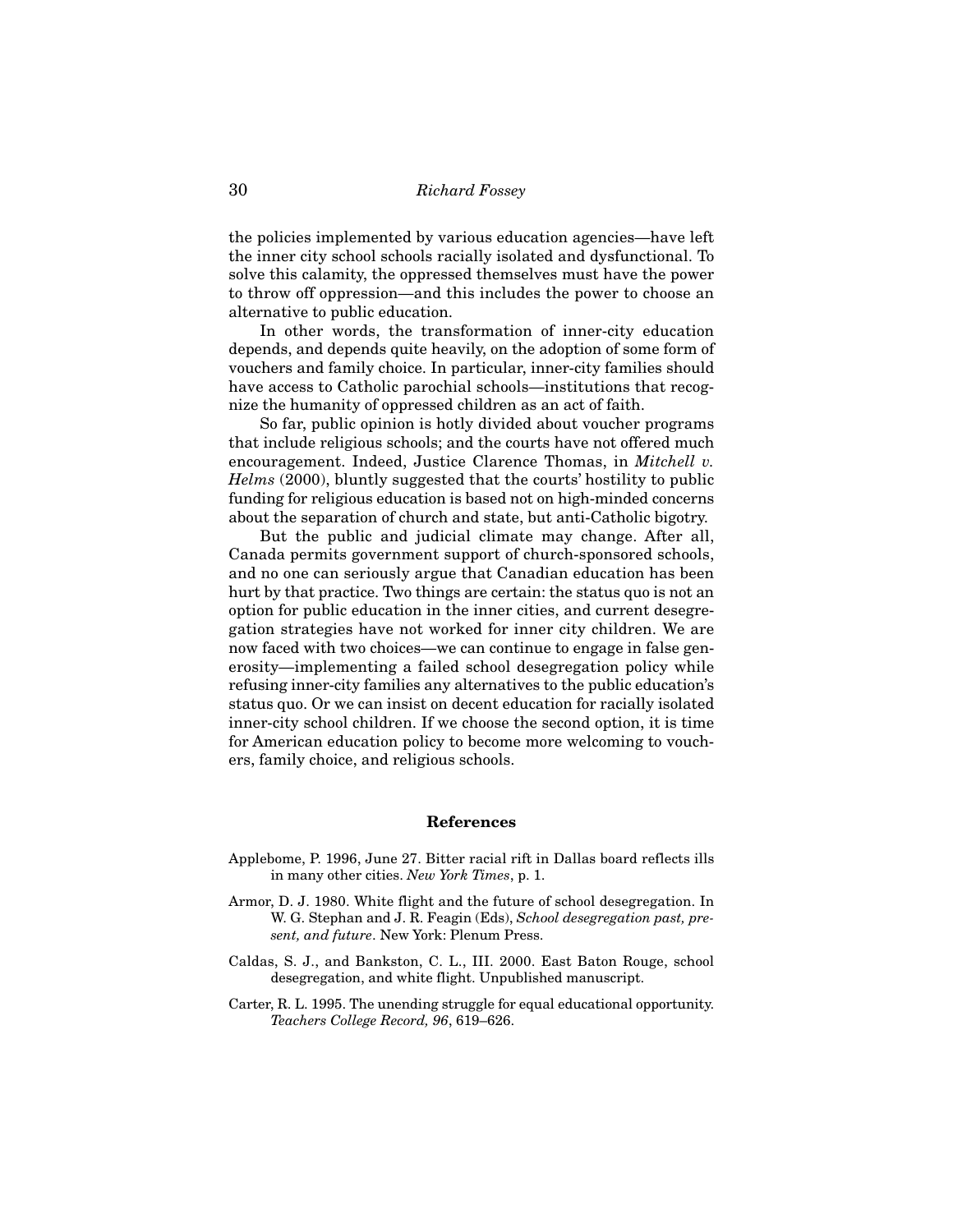the policies implemented by various education agencies—have left the inner city school schools racially isolated and dysfunctional. To solve this calamity, the oppressed themselves must have the power to throw off oppression—and this includes the power to choose an alternative to public education.

In other words, the transformation of inner-city education depends, and depends quite heavily, on the adoption of some form of vouchers and family choice. In particular, inner-city families should have access to Catholic parochial schools—institutions that recognize the humanity of oppressed children as an act of faith.

So far, public opinion is hotly divided about voucher programs that include religious schools; and the courts have not offered much encouragement. Indeed, Justice Clarence Thomas, in *Mitchell v. Helms* (2000), bluntly suggested that the courts' hostility to public funding for religious education is based not on high-minded concerns about the separation of church and state, but anti-Catholic bigotry.

But the public and judicial climate may change. After all, Canada permits government support of church-sponsored schools, and no one can seriously argue that Canadian education has been hurt by that practice. Two things are certain: the status quo is not an option for public education in the inner cities, and current desegregation strategies have not worked for inner city children. We are now faced with two choices—we can continue to engage in false generosity—implementing a failed school desegregation policy while refusing inner-city families any alternatives to the public education's status quo. Or we can insist on decent education for racially isolated inner-city school children. If we choose the second option, it is time for American education policy to become more welcoming to vouchers, family choice, and religious schools.

## References

Applebome, P. 1996, June 27. Bitter racial rift in Dallas board reflects ills in many other cities. *New York Times*, p. 1.

Armor, D. J. 1980. White flight and the future of school desegregation. In W. G. Stephan and J. R. Feagin (Eds), *School desegregation past, present, and future*. New York: Plenum Press.

Caldas, S. J., and Bankston, C. L., III. 2000. East Baton Rouge, school desegregation, and white flight. Unpublished manuscript.

Carter, R. L. 1995. The unending struggle for equal educational opportunity. *Teachers College Record, 96*, 619–626.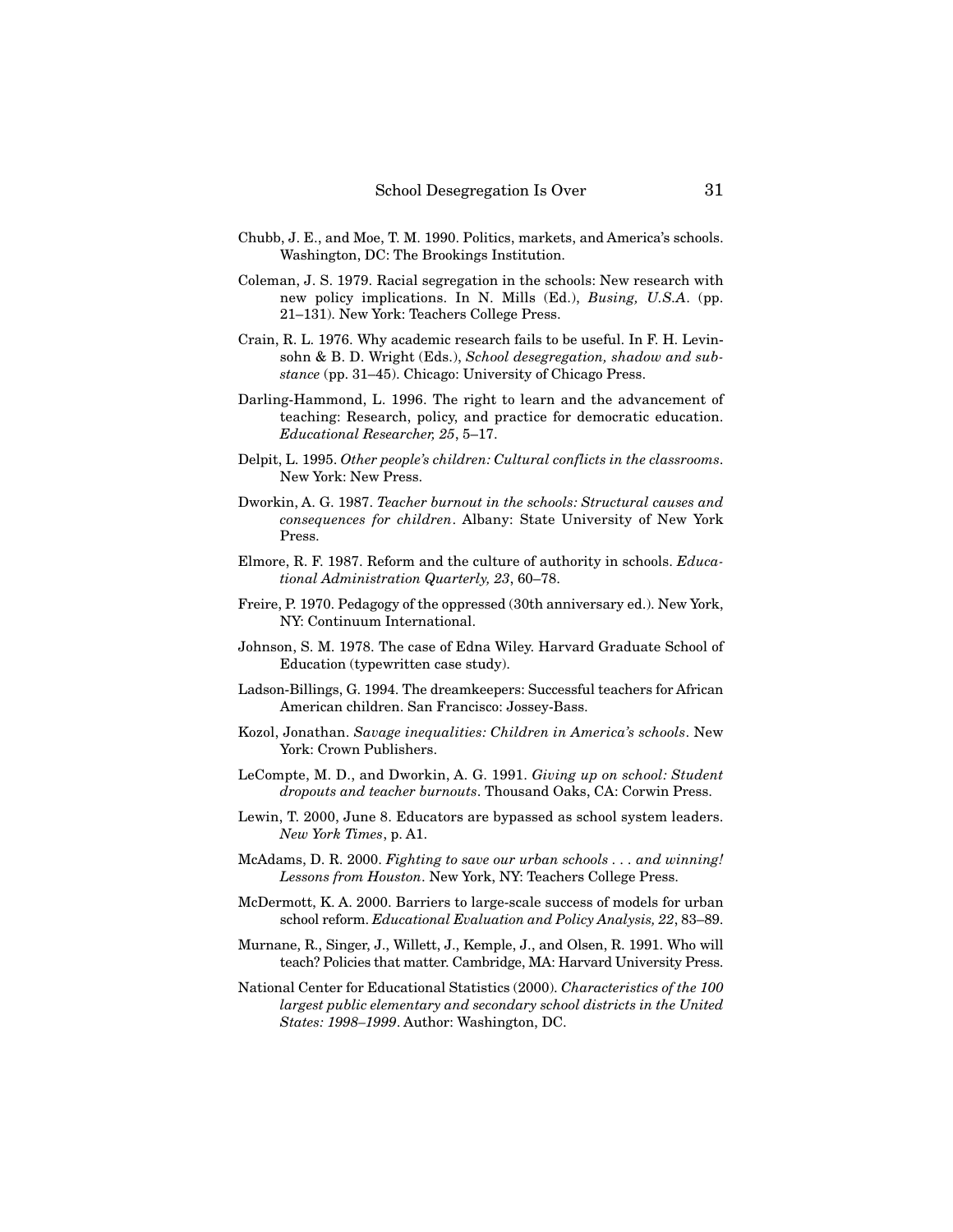Chubb, J. E., and Moe, T. M. 1990. Politics, markets, and America's schools. Washington, DC: The Brookings Institution.

Coleman, J. S. 1979. Racial segregation in the schools: New research with new policy implications. In N. Mills (Ed.), *Busing, U.S.A.* (pp. 21–131). New York: Teachers College Press.

Crain, R. L. 1976. Why academic research fails to be useful. In F. H. Levinsohn & B. D. Wright (Eds.), *School desegregation, shadow and substance* (pp. 31–45). Chicago: University of Chicago Press.

Darling-Hammond, L. 1996. The right to learn and the advancement of teaching: Research, policy, and practice for democratic education. *Educational Researcher, 25*, 5–17.

Delpit, L. 1995. *Other people's children: Cultural conflicts in the classrooms*. New York: New Press.

Dworkin, A. G. 1987. *Teacher burnout in the schools: Structural causes and consequences for children*. Albany: State University of New York Press.

Elmore, R. F. 1987. Reform and the culture of authority in schools. *Educational Administration Quarterly, 23*, 60–78.

Freire, P. 1970. Pedagogy of the oppressed (30th anniversary ed.). New York, NY: Continuum International.

Johnson, S. M. 1978. The case of Edna Wiley. Harvard Graduate School of Education (typewritten case study).

Ladson-Billings, G. 1994. The dreamkeepers: Successful teachers for African American children. San Francisco: Jossey-Bass.

Kozol, Jonathan. *Savage inequalities: Children in America's schools*. New York: Crown Publishers.

LeCompte, M. D., and Dworkin, A. G. 1991. *Giving up on school: Student dropouts and teacher burnouts*. Thousand Oaks, CA: Corwin Press.

Lewin, T. 2000, June 8. Educators are bypassed as school system leaders. *New York Times*, p. A1.

McAdams, D. R. 2000. *Fighting to save our urban schools . . . and winning! Lessons from Houston*. New York, NY: Teachers College Press.

McDermott, K. A. 2000. Barriers to large-scale success of models for urban school reform. *Educational Evaluation and Policy Analysis, 22*, 83–89.

Murnane, R., Singer, J., Willett, J., Kemple, J., and Olsen, R. 1991. Who will teach? Policies that matter. Cambridge, MA: Harvard University Press.

National Center for Educational Statistics (2000). *Characteristics of the 100 largest public elementary and secondary school districts in the United States: 1998–1999*. Author: Washington, DC.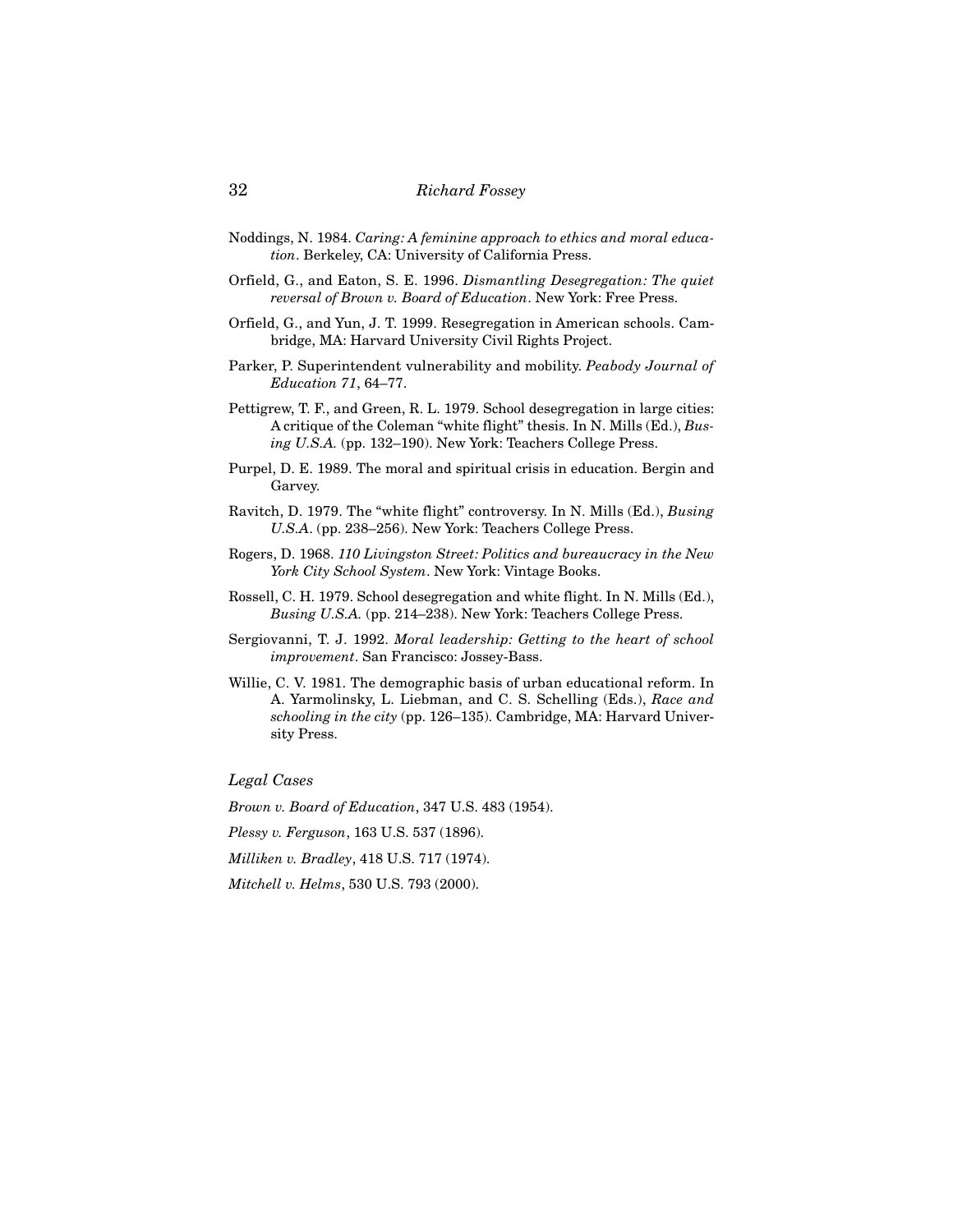Noddings, N. 1984. *Caring: A feminine approach to ethics and moral education*. Berkeley, CA: University of California Press.

Orfield, G., and Eaton, S. E. 1996. *Dismantling Desegregation: The quiet reversal of Brown v. Board of Education*. New York: Free Press.

Orfield, G., and Yun, J. T. 1999. Resegregation in American schools. Cambridge, MA: Harvard University Civil Rights Project.

Parker, P. Superintendent vulnerability and mobility. *Peabody Journal of Education 71*, 64–77.

Pettigrew, T. F., and Green, R. L. 1979. School desegregation in large cities: A critique of the Coleman "white flight" thesis. In N. Mills (Ed.), *Busing U.S.A.* (pp. 132–190). New York: Teachers College Press.

Purpel, D. E. 1989. The moral and spiritual crisis in education. Bergin and Garvey.

Ravitch, D. 1979. The "white flight" controversy. In N. Mills (Ed.), *Busing U.S.A*. (pp. 238–256). New York: Teachers College Press.

Rogers, D. 1968. *110 Livingston Street: Politics and bureaucracy in the New York City School System*. New York: Vintage Books.

Rossell, C. H. 1979. School desegregation and white flight. In N. Mills (Ed.), *Busing U.S.A.* (pp. 214–238). New York: Teachers College Press.

Sergiovanni, T. J. 1992. *Moral leadership: Getting to the heart of school improvement*. San Francisco: Jossey-Bass.

Willie, C. V. 1981. The demographic basis of urban educational reform. In A. Yarmolinsky, L. Liebman, and C. S. Schelling (Eds.), *Race and schooling in the city* (pp. 126–135). Cambridge, MA: Harvard University Press.

### *Legal Cases*

*Brown v. Board of Education*, 347 U.S. 483 (1954).

*Plessy v. Ferguson*, 163 U.S. 537 (1896).

*Milliken v. Bradley*, 418 U.S. 717 (1974).

*Mitchell v. Helms*, 530 U.S. 793 (2000).